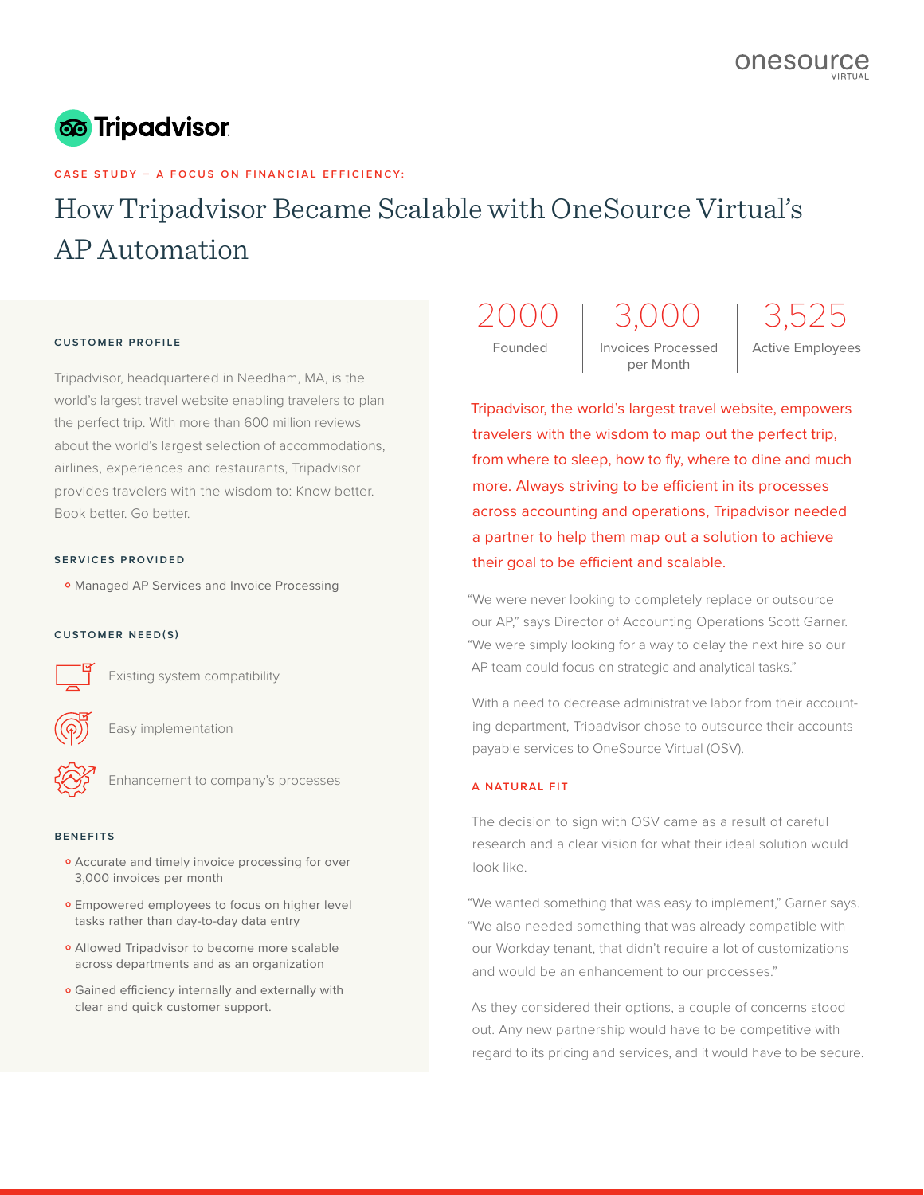onesource VIRTUAL

Tripadvisor

CASE STUDY – A FOCUS ON FINANCIAL EFFICIENCY:

# How Tripadvisor Became Scalable with OneSource Virtual's AP Automation

#### CUSTOMER PROFILE

Tripadvisor, headquartered in Needham, MA, is the world's largest travel website enabling travelers to plan the perfect trip. With more than 600 million reviews about the world's largest selection of accommodations, airlines, experiences and restaurants, Tripadvisor provides travelers with the wisdom to: Know better. Book better. Go better.

#### SERVICES PROVIDED

- Managed AP Services and Invoice Processing

#### CUSTOMER NEED(S)

- Existing system compatibility
- Easy implementation
- Enhancement to company's processes

#### BENEFITS

- Accurate and timely invoice processing for over 3,000 invoices per month
- Empowered employees to focus on higher level tasks rather than day-to-day data entry
- Allowed Tripadvisor to become more scalable across departments and as an organization
- Gained efficiency internally and externally with clear and quick customer support.

| 2000 | 3,000 | 3,525 |
|---|---|---|
| Founded | Invoices Processed per Month | Active Employees |

Tripadvisor, the world's largest travel website, empowers travelers with the wisdom to map out the perfect trip, from where to sleep, how to fly, where to dine and much more. Always striving to be efficient in its processes across accounting and operations, Tripadvisor needed a partner to help them map out a solution to achieve their goal to be efficient and scalable.

"We were never looking to completely replace or outsource our AP," says Director of Accounting Operations Scott Garner. "We were simply looking for a way to delay the next hire so our AP team could focus on strategic and analytical tasks."

With a need to decrease administrative labor from their accounting department, Tripadvisor chose to outsource their accounts payable services to OneSource Virtual (OSV).

#### A NATURAL FIT

The decision to sign with OSV came as a result of careful research and a clear vision for what their ideal solution would look like.

"We wanted something that was easy to implement," Garner says. "We also needed something that was already compatible with our Workday tenant, that didn't require a lot of customizations and would be an enhancement to our processes."

As they considered their options, a couple of concerns stood out. Any new partnership would have to be competitive with regard to its pricing and services, and it would have to be secure.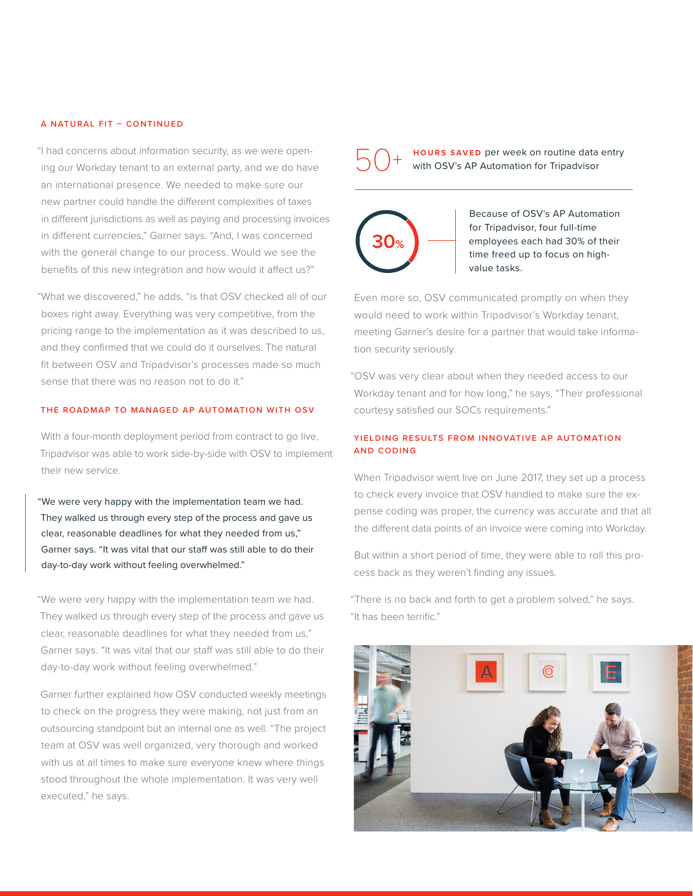## A NATURAL FIT – CONTINUED

"I had concerns about information security, as we were opening our Workday tenant to an external party, and we do have an international presence. We needed to make sure our new partner could handle the different complexities of taxes in different jurisdictions as well as paying and processing invoices in different currencies," Garner says. "And, I was concerned with the general change to our process. Would we see the benefits of this new integration and how would it affect us?"

"What we discovered," he adds, "is that OSV checked all of our boxes right away. Everything was very competitive, from the pricing range to the implementation as it was described to us, and they confirmed that we could do it ourselves. The natural fit between OSV and Tripadvisor's processes made so much sense that there was no reason not to do it."

## THE ROADMAP TO MANAGED AP AUTOMATION WITH OSV

With a four-month deployment period from contract to go live, Tripadvisor was able to work side-by-side with OSV to implement their new service.

> "We were very happy with the implementation team we had. They walked us through every step of the process and gave us clear, reasonable deadlines for what they needed from us," Garner says. "It was vital that our staff was still able to do their day-to-day work without feeling overwhelmed."

"We were very happy with the implementation team we had. They walked us through every step of the process and gave us clear, reasonable deadlines for what they needed from us," Garner says. "It was vital that our staff was still able to do their day-to-day work without feeling overwhelmed."

Garner further explained how OSV conducted weekly meetings to check on the progress they were making, not just from an outsourcing standpoint but an internal one as well. "The project team at OSV was well organized, very thorough and worked with us at all times to make sure everyone knew where things stood throughout the whole implementation. It was very well executed," he says.

**50+** **HOURS SAVED** per week on routine data entry with OSV's AP Automation for Tripadvisor

**30%** Because of OSV's AP Automation for Tripadvisor, four full-time employees each had 30% of their time freed up to focus on high-value tasks.

Even more so, OSV communicated promptly on when they would need to work within Tripadvisor's Workday tenant, meeting Garner's desire for a partner that would take information security seriously.

"OSV was very clear about when they needed access to our Workday tenant and for how long," he says, "Their professional courtesy satisfied our SOCs requirements."

## YIELDING RESULTS FROM INNOVATIVE AP AUTOMATION AND CODING

When Tripadvisor went live on June 2017, they set up a process to check every invoice that OSV handled to make sure the expense coding was proper, the currency was accurate and that all the different data points of an invoice were coming into Workday.

But within a short period of time, they were able to roll this process back as they weren't finding any issues.

"There is no back and forth to get a problem solved," he says. "It has been terrific."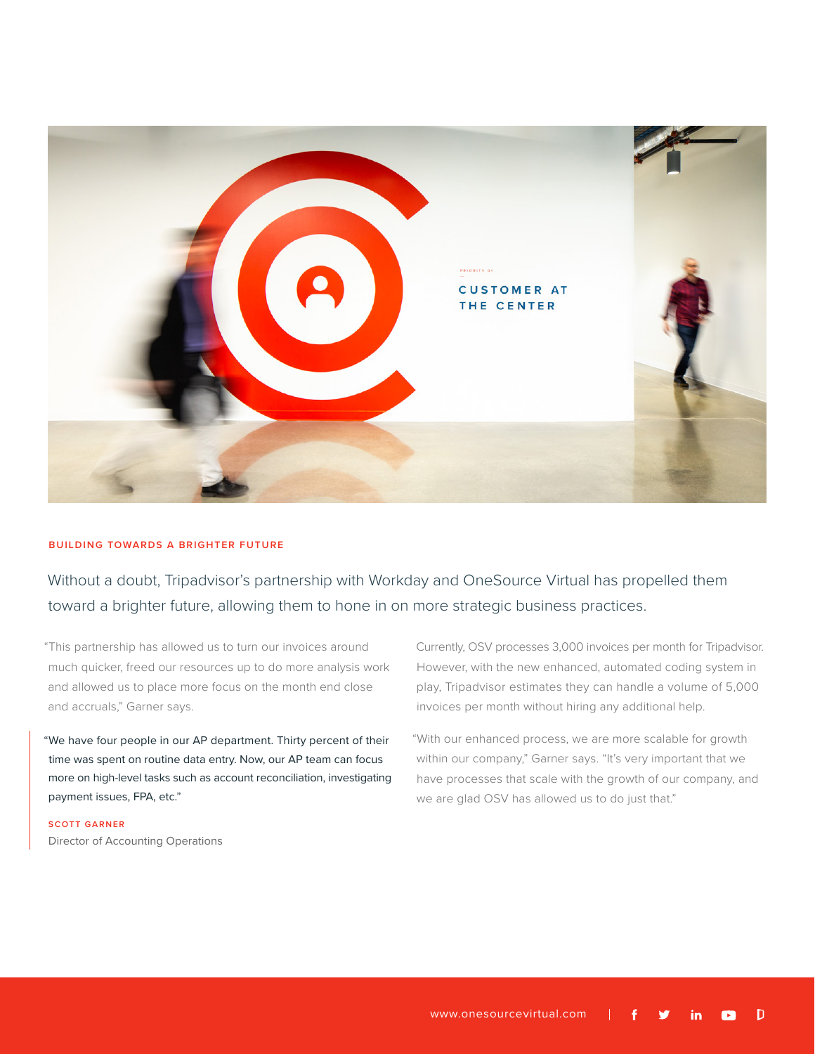## BUILDING TOWARDS A BRIGHTER FUTURE

Without a doubt, Tripadvisor's partnership with Workday and OneSource Virtual has propelled them toward a brighter future, allowing them to hone in on more strategic business practices.

"This partnership has allowed us to turn our invoices around much quicker, freed our resources up to do more analysis work and allowed us to place more focus on the month end close and accruals," Garner says.

> "We have four people in our AP department. Thirty percent of their time was spent on routine data entry. Now, our AP team can focus more on high-level tasks such as account reconciliation, investigating payment issues, FPA, etc."
>
> **SCOTT GARNER**
> Director of Accounting Operations

Currently, OSV processes 3,000 invoices per month for Tripadvisor. However, with the new enhanced, automated coding system in play, Tripadvisor estimates they can handle a volume of 5,000 invoices per month without hiring any additional help.

"With our enhanced process, we are more scalable for growth within our company," Garner says. "It's very important that we have processes that scale with the growth of our company, and we are glad OSV has allowed us to do just that."

www.onesourcevirtual.com